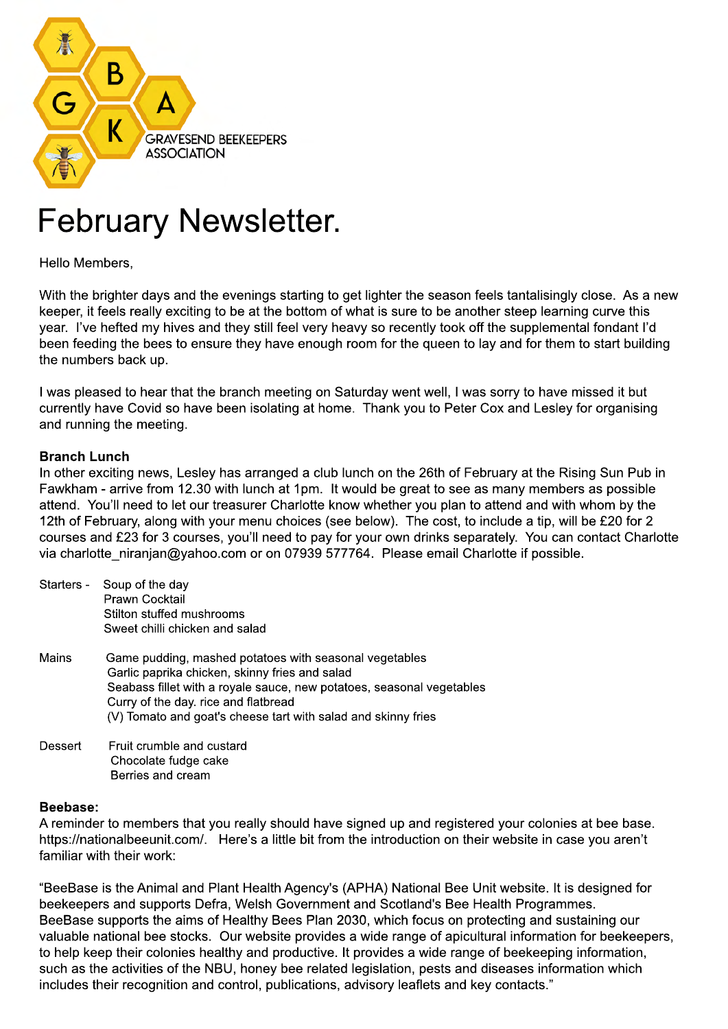GRAVESEND BEEKEEPERS ASSOCIATION

# February Newsletter.

Hello Members,

With the brighter days and the evenings starting to get lighter the season feels tantalisingly close. As a new keeper, it feels really exciting to be at the bottom of what is sure to be another steep learning curve this year. I've hefted my hives and they still feel very heavy so recently took off the supplemental fondant I'd been feeding the bees to ensure they have enough room for the queen to lay and for them to start building the numbers back up.

I was pleased to hear that the branch meeting on Saturday went well, I was sorry to have missed it but currently have Covid so have been isolating at home. Thank you to Peter Cox and Lesley for organising and running the meeting.

**Branch Lunch**

In other exciting news, Lesley has arranged a club lunch on the 26th of February at the Rising Sun Pub in Fawkham - arrive from 12.30 with lunch at 1pm. It would be great to see as many members as possible attend. You'll need to let our treasurer Charlotte know whether you plan to attend and with whom by the 12th of February, along with your menu choices (see below). The cost, to include a tip, will be £20 for 2 courses and £23 for 3 courses, you'll need to pay for your own drinks separately. You can contact Charlotte via charlotte_niranjan@yahoo.com or on 07939 577764. Please email Charlotte if possible.

Starters -
- Soup of the day
- Prawn Cocktail
- Stilton stuffed mushrooms
- Sweet chilli chicken and salad

Mains
- Game pudding, mashed potatoes with seasonal vegetables
- Garlic paprika chicken, skinny fries and salad
- Seabass fillet with a royale sauce, new potatoes, seasonal vegetables
- Curry of the day. rice and flatbread
- (V) Tomato and goat's cheese tart with salad and skinny fries

Dessert
- Fruit crumble and custard
- Chocolate fudge cake
- Berries and cream

**Beebase:**

A reminder to members that you really should have signed up and registered your colonies at bee base. https://nationalbeeunit.com/. Here's a little bit from the introduction on their website in case you aren't familiar with their work:

"BeeBase is the Animal and Plant Health Agency's (APHA) National Bee Unit website. It is designed for beekeepers and supports Defra, Welsh Government and Scotland's Bee Health Programmes. BeeBase supports the aims of Healthy Bees Plan 2030, which focus on protecting and sustaining our valuable national bee stocks. Our website provides a wide range of apicultural information for beekeepers, to help keep their colonies healthy and productive. It provides a wide range of beekeeping information, such as the activities of the NBU, honey bee related legislation, pests and diseases information which includes their recognition and control, publications, advisory leaflets and key contacts."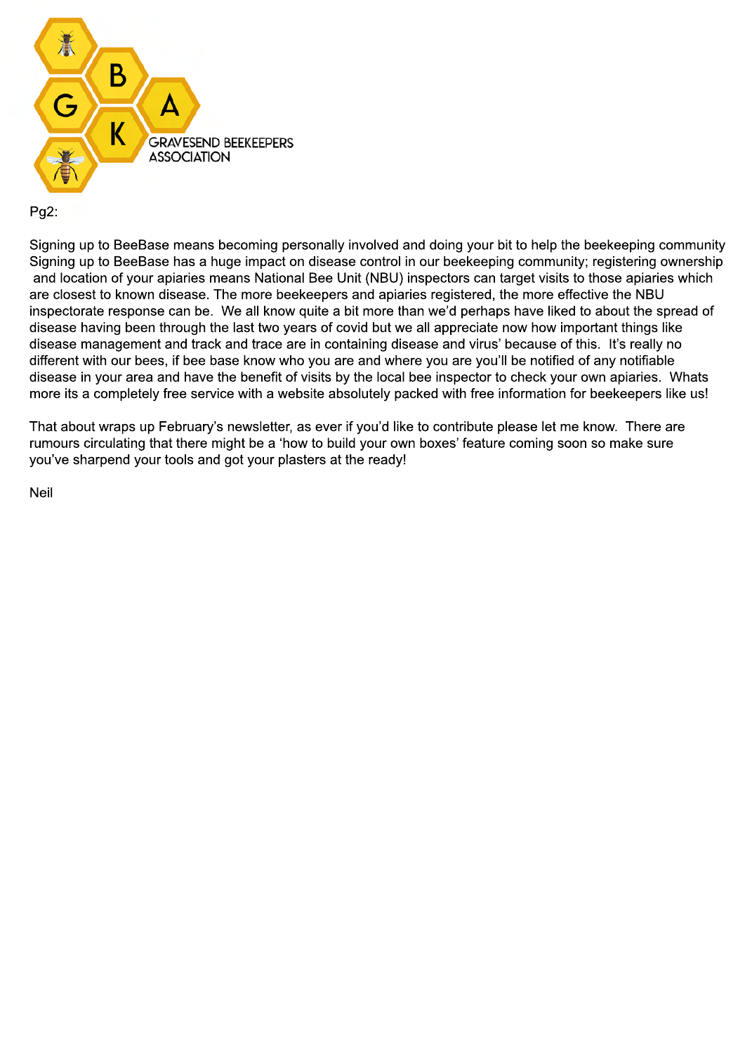GRAVESEND BEEKEEPERS ASSOCIATION

Pg2:

Signing up to BeeBase means becoming personally involved and doing your bit to help the beekeeping community
Signing up to BeeBase has a huge impact on disease control in our beekeeping community; registering ownership and location of your apiaries means National Bee Unit (NBU) inspectors can target visits to those apiaries which are closest to known disease. The more beekeepers and apiaries registered, the more effective the NBU inspectorate response can be. We all know quite a bit more than we'd perhaps have liked to about the spread of disease having been through the last two years of covid but we all appreciate now how important things like disease management and track and trace are in containing disease and virus' because of this. It's really no different with our bees, if bee base know who you are and where you are you'll be notified of any notifiable disease in your area and have the benefit of visits by the local bee inspector to check your own apiaries. Whats more its a completely free service with a website absolutely packed with free information for beekeepers like us!

That about wraps up February's newsletter, as ever if you'd like to contribute please let me know. There are rumours circulating that there might be a 'how to build your own boxes' feature coming soon so make sure you've sharpend your tools and got your plasters at the ready!

Neil